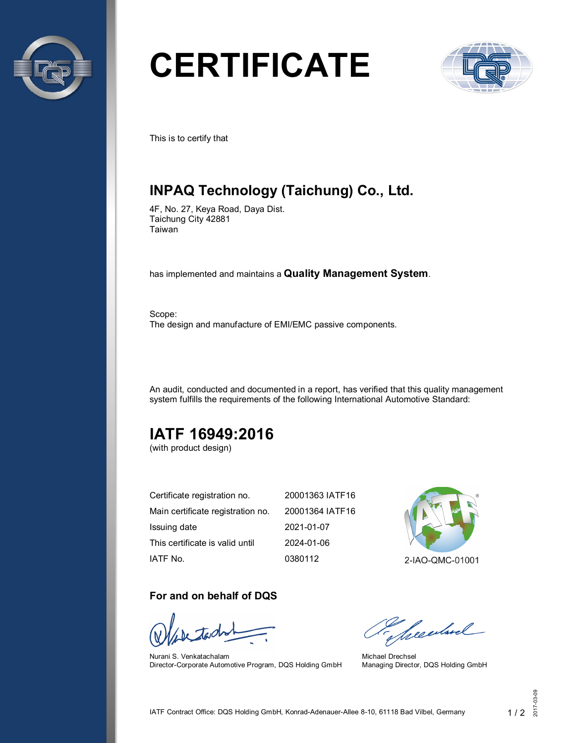# CERTIFICATE

This is to certify that

## INPAQ Technology (Taichung) Co., Ltd.

4F, No. 27, Keya Road, Daya Dist.
Taichung City 42881
Taiwan

has implemented and maintains a **Quality Management System**.

Scope:
The design and manufacture of EMI/EMC passive components.

An audit, conducted and documented in a report, has verified that this quality management system fulfills the requirements of the following International Automotive Standard:

## IATF 16949:2016

(with product design)

| | |
|---|---|
| Certificate registration no. | 20001363 IATF16 |
| Main certificate registration no. | 20001364 IATF16 |
| Issuing date | 2021-01-07 |
| This certificate is valid until | 2024-01-06 |
| IATF No. | 0380112 |

2-IAO-QMC-01001

### For and on behalf of DQS

Nurani S. Venkatachalam
Director-Corporate Automotive Program, DQS Holding GmbH

Michael Drechsel
Managing Director, DQS Holding GmbH

IATF Contract Office: DQS Holding GmbH, Konrad-Adenauer-Allee 8-10, 61118 Bad Vilbel, Germany

2017-03-09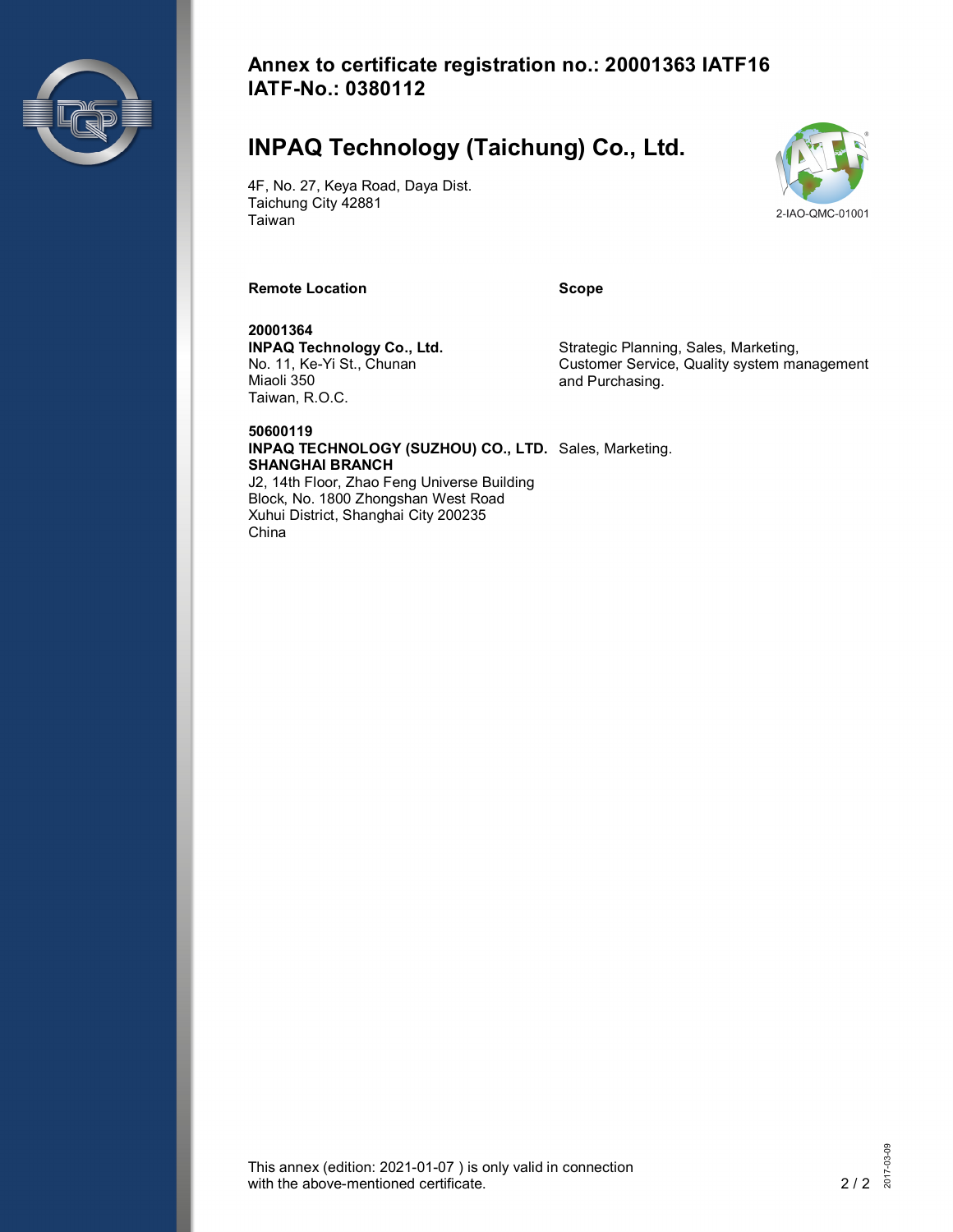## Annex to certificate registration no.: 20001363 IATF16
## IATF-No.: 0380112

# INPAQ Technology (Taichung) Co., Ltd.

4F, No. 27, Keya Road, Daya Dist.
Taichung City 42881
Taiwan

2-IAO-QMC-01001

| Remote Location | Scope |
|---|---|
| **20001364**<br>**INPAQ Technology Co., Ltd.**<br>No. 11, Ke-Yi St., Chunan<br>Miaoli 350<br>Taiwan, R.O.C. | Strategic Planning, Sales, Marketing, Customer Service, Quality system management and Purchasing. |
| **50600119**<br>**INPAQ TECHNOLOGY (SUZHOU) CO., LTD. SHANGHAI BRANCH**<br>J2, 14th Floor, Zhao Feng Universe Building Block, No. 1800 Zhongshan West Road<br>Xuhui District, Shanghai City 200235<br>China | Sales, Marketing. |

This annex (edition: 2021-01-07 ) is only valid in connection with the above-mentioned certificate.

2017-03-09